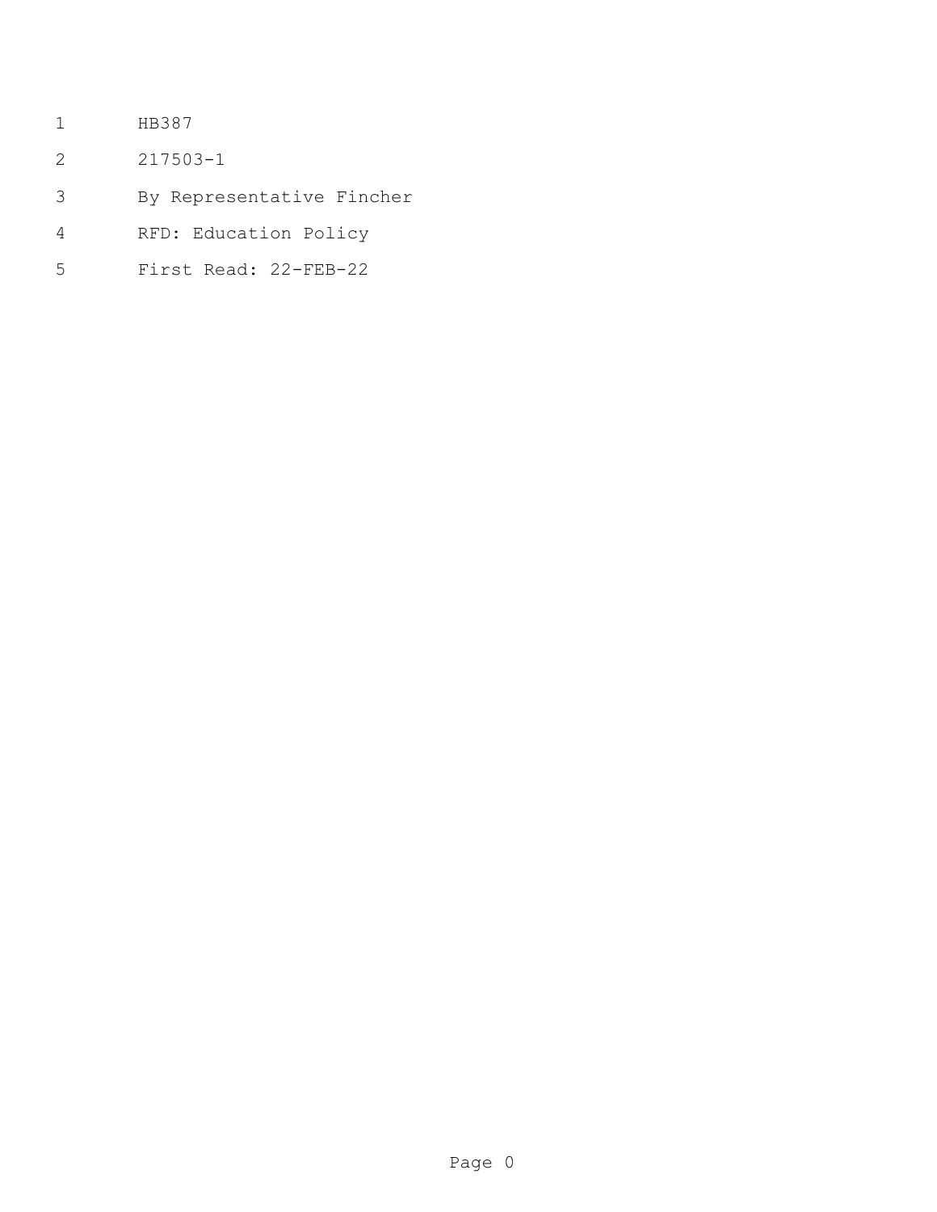HB387

217503-1

By Representative Fincher

RFD: Education Policy

First Read: 22-FEB-22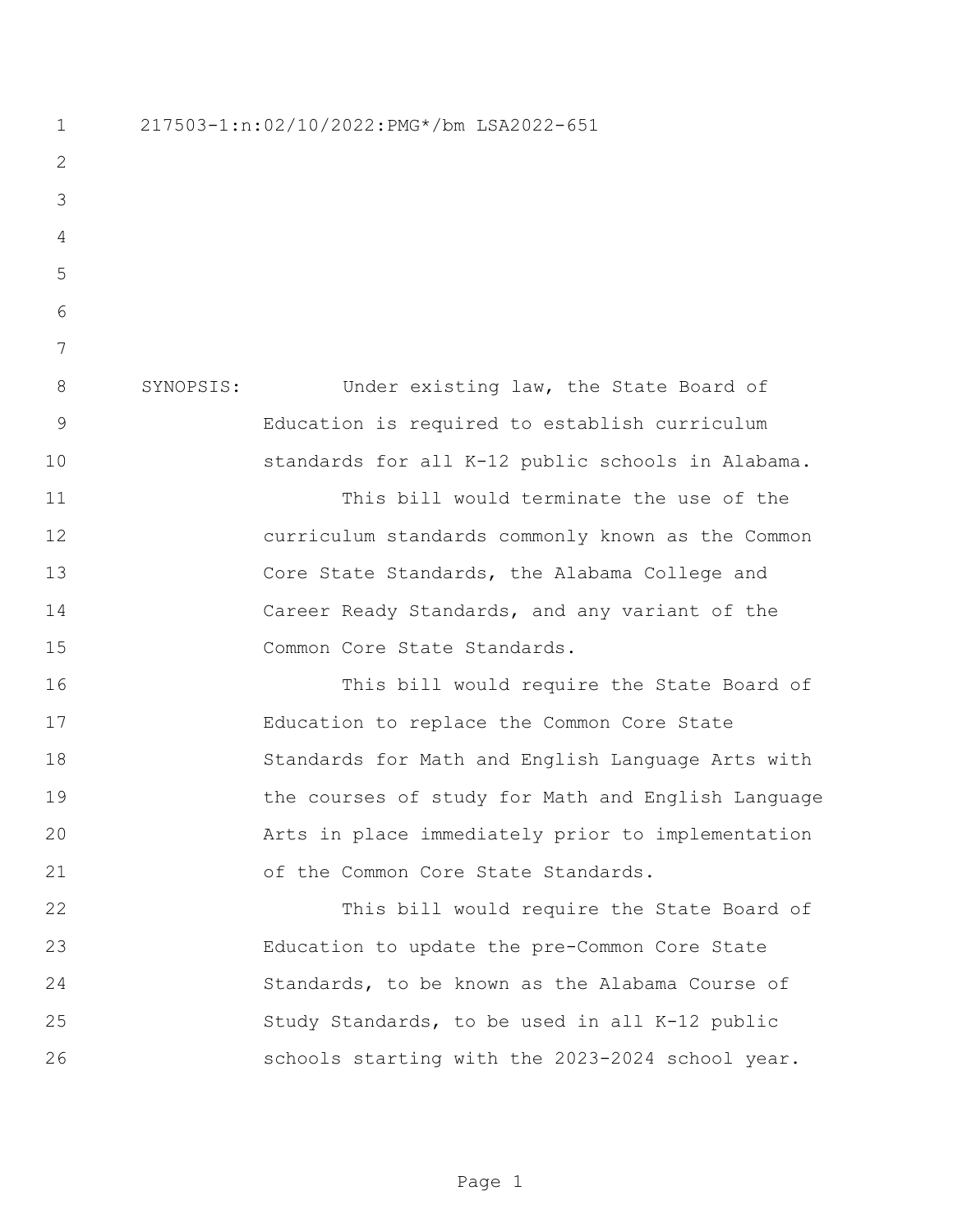217503-1:n:02/10/2022:PMG*/bm LSA2022-651

SYNOPSIS: Under existing law, the State Board of Education is required to establish curriculum standards for all K-12 public schools in Alabama.

This bill would terminate the use of the curriculum standards commonly known as the Common Core State Standards, the Alabama College and Career Ready Standards, and any variant of the Common Core State Standards.

This bill would require the State Board of Education to replace the Common Core State Standards for Math and English Language Arts with the courses of study for Math and English Language Arts in place immediately prior to implementation of the Common Core State Standards.

This bill would require the State Board of Education to update the pre-Common Core State Standards, to be known as the Alabama Course of Study Standards, to be used in all K-12 public schools starting with the 2023-2024 school year.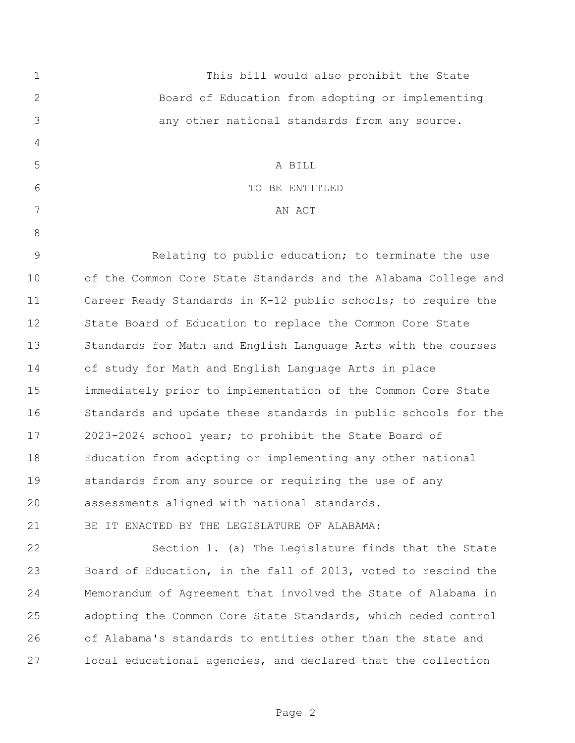This bill would also prohibit the State Board of Education from adopting or implementing any other national standards from any source.

A BILL

TO BE ENTITLED

AN ACT

Relating to public education; to terminate the use of the Common Core State Standards and the Alabama College and Career Ready Standards in K-12 public schools; to require the State Board of Education to replace the Common Core State Standards for Math and English Language Arts with the courses of study for Math and English Language Arts in place immediately prior to implementation of the Common Core State Standards and update these standards in public schools for the 2023-2024 school year; to prohibit the State Board of Education from adopting or implementing any other national standards from any source or requiring the use of any assessments aligned with national standards.

BE IT ENACTED BY THE LEGISLATURE OF ALABAMA:

Section 1. (a) The Legislature finds that the State Board of Education, in the fall of 2013, voted to rescind the Memorandum of Agreement that involved the State of Alabama in adopting the Common Core State Standards, which ceded control of Alabama's standards to entities other than the state and local educational agencies, and declared that the collection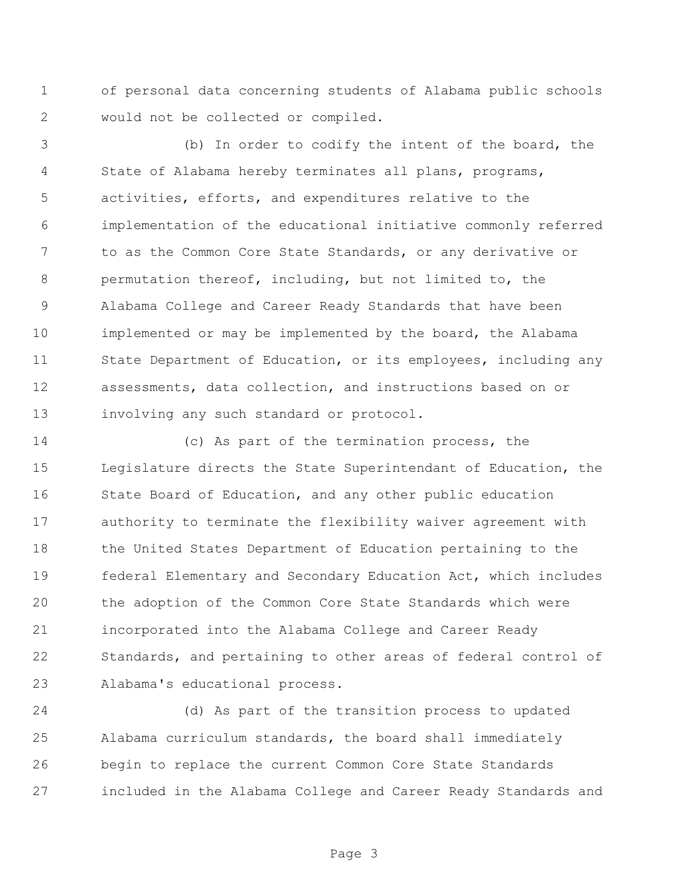of personal data concerning students of Alabama public schools would not be collected or compiled.

(b) In order to codify the intent of the board, the State of Alabama hereby terminates all plans, programs, activities, efforts, and expenditures relative to the implementation of the educational initiative commonly referred to as the Common Core State Standards, or any derivative or permutation thereof, including, but not limited to, the Alabama College and Career Ready Standards that have been implemented or may be implemented by the board, the Alabama State Department of Education, or its employees, including any assessments, data collection, and instructions based on or involving any such standard or protocol.

(c) As part of the termination process, the Legislature directs the State Superintendant of Education, the State Board of Education, and any other public education authority to terminate the flexibility waiver agreement with the United States Department of Education pertaining to the federal Elementary and Secondary Education Act, which includes the adoption of the Common Core State Standards which were incorporated into the Alabama College and Career Ready Standards, and pertaining to other areas of federal control of Alabama's educational process.

(d) As part of the transition process to updated Alabama curriculum standards, the board shall immediately begin to replace the current Common Core State Standards included in the Alabama College and Career Ready Standards and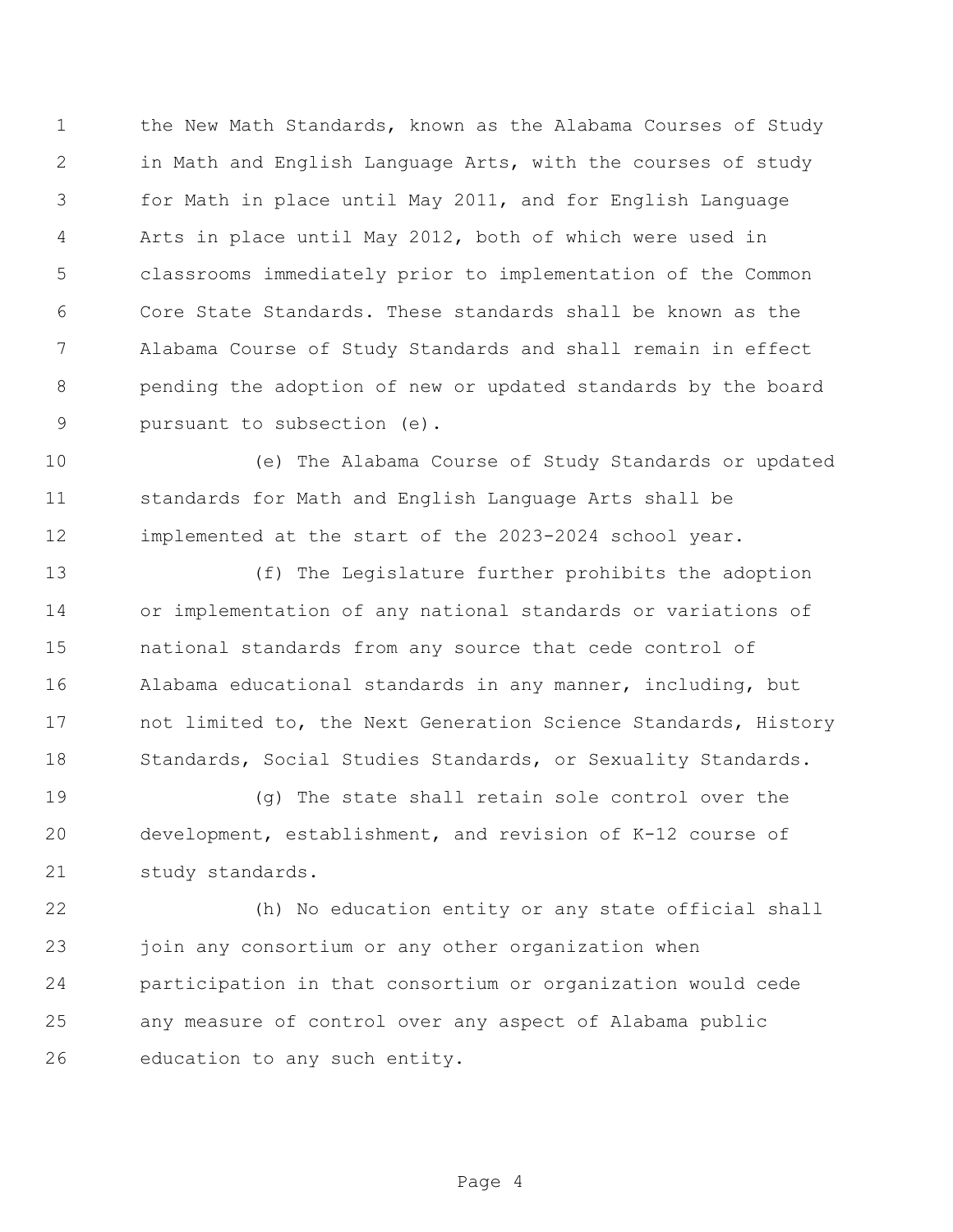the New Math Standards, known as the Alabama Courses of Study in Math and English Language Arts, with the courses of study for Math in place until May 2011, and for English Language Arts in place until May 2012, both of which were used in classrooms immediately prior to implementation of the Common Core State Standards. These standards shall be known as the Alabama Course of Study Standards and shall remain in effect pending the adoption of new or updated standards by the board pursuant to subsection (e).

(e) The Alabama Course of Study Standards or updated standards for Math and English Language Arts shall be implemented at the start of the 2023-2024 school year.

(f) The Legislature further prohibits the adoption or implementation of any national standards or variations of national standards from any source that cede control of Alabama educational standards in any manner, including, but not limited to, the Next Generation Science Standards, History Standards, Social Studies Standards, or Sexuality Standards.

(g) The state shall retain sole control over the development, establishment, and revision of K-12 course of study standards.

(h) No education entity or any state official shall join any consortium or any other organization when participation in that consortium or organization would cede any measure of control over any aspect of Alabama public education to any such entity.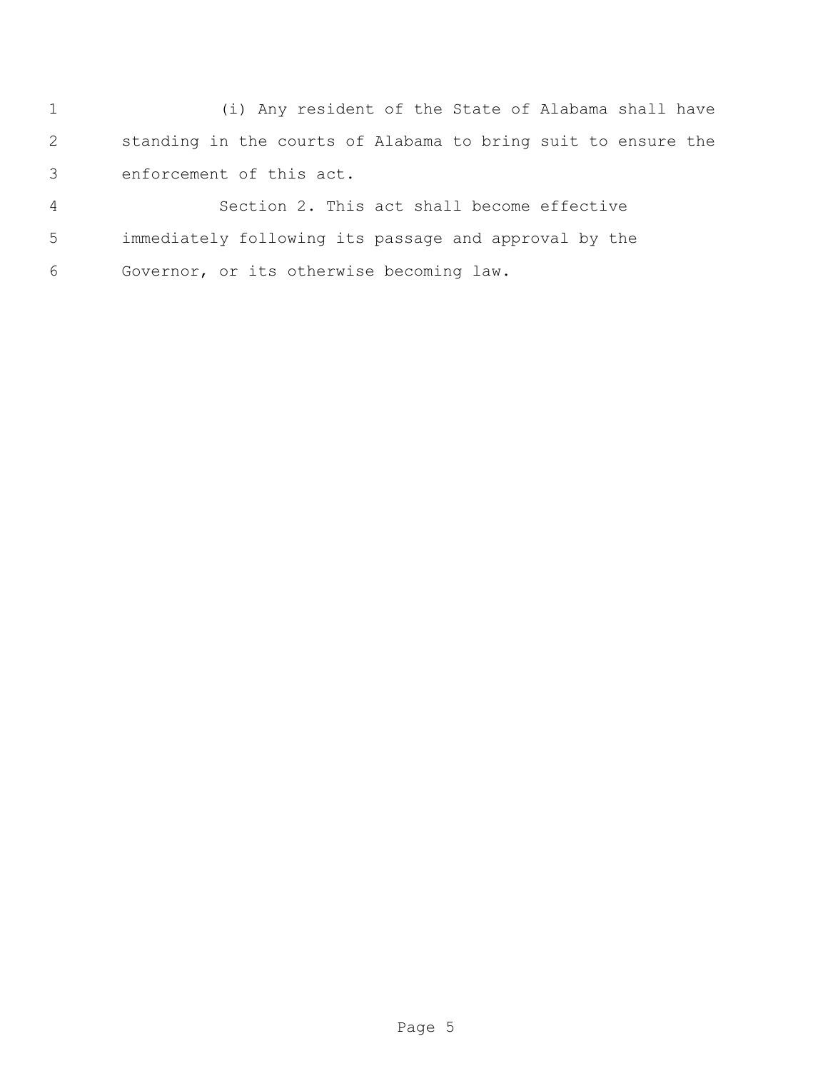(i) Any resident of the State of Alabama shall have standing in the courts of Alabama to bring suit to ensure the enforcement of this act.

Section 2. This act shall become effective immediately following its passage and approval by the Governor, or its otherwise becoming law.